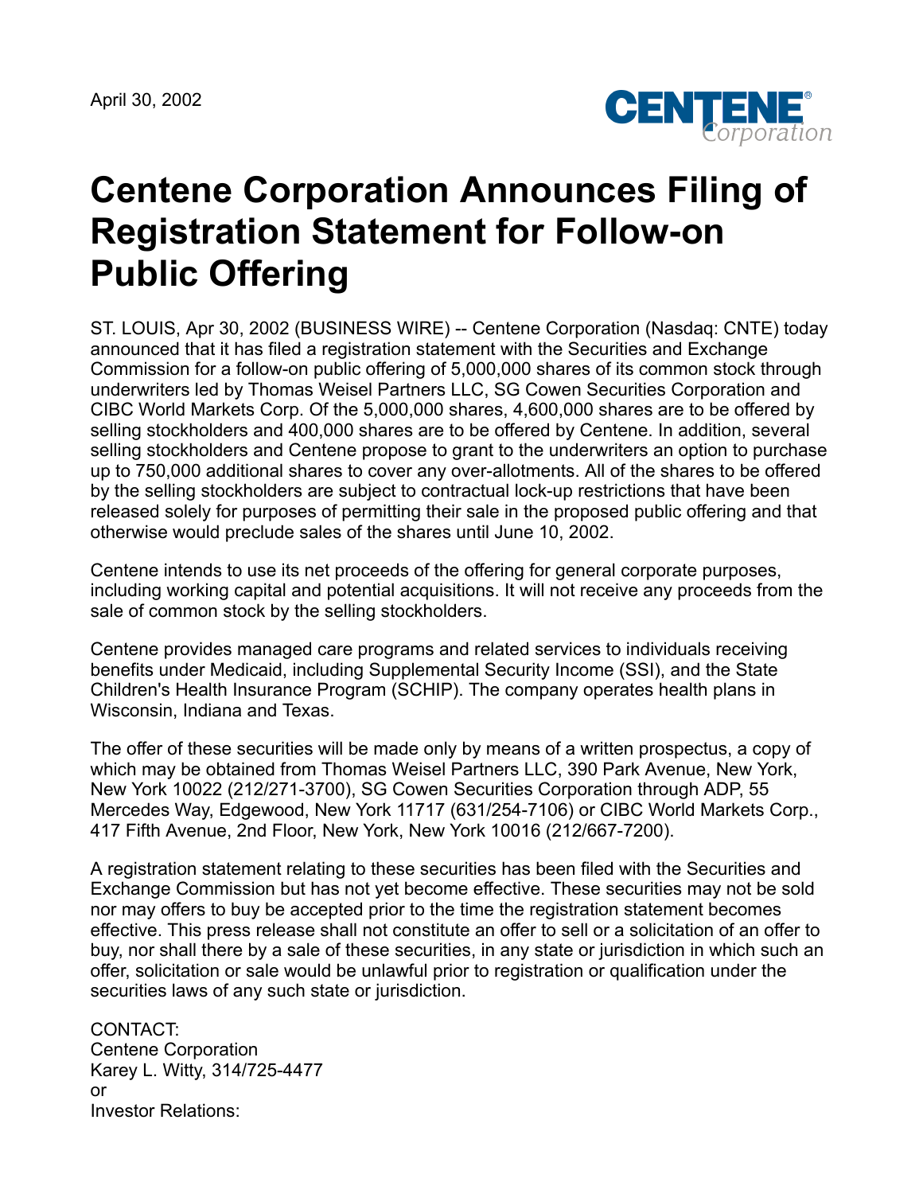April 30, 2002

# Centene Corporation Announces Filing of Registration Statement for Follow-on Public Offering

ST. LOUIS, Apr 30, 2002 (BUSINESS WIRE) -- Centene Corporation (Nasdaq: CNTE) today announced that it has filed a registration statement with the Securities and Exchange Commission for a follow-on public offering of 5,000,000 shares of its common stock through underwriters led by Thomas Weisel Partners LLC, SG Cowen Securities Corporation and CIBC World Markets Corp. Of the 5,000,000 shares, 4,600,000 shares are to be offered by selling stockholders and 400,000 shares are to be offered by Centene. In addition, several selling stockholders and Centene propose to grant to the underwriters an option to purchase up to 750,000 additional shares to cover any over-allotments. All of the shares to be offered by the selling stockholders are subject to contractual lock-up restrictions that have been released solely for purposes of permitting their sale in the proposed public offering and that otherwise would preclude sales of the shares until June 10, 2002.

Centene intends to use its net proceeds of the offering for general corporate purposes, including working capital and potential acquisitions. It will not receive any proceeds from the sale of common stock by the selling stockholders.

Centene provides managed care programs and related services to individuals receiving benefits under Medicaid, including Supplemental Security Income (SSI), and the State Children's Health Insurance Program (SCHIP). The company operates health plans in Wisconsin, Indiana and Texas.

The offer of these securities will be made only by means of a written prospectus, a copy of which may be obtained from Thomas Weisel Partners LLC, 390 Park Avenue, New York, New York 10022 (212/271-3700), SG Cowen Securities Corporation through ADP, 55 Mercedes Way, Edgewood, New York 11717 (631/254-7106) or CIBC World Markets Corp., 417 Fifth Avenue, 2nd Floor, New York, New York 10016 (212/667-7200).

A registration statement relating to these securities has been filed with the Securities and Exchange Commission but has not yet become effective. These securities may not be sold nor may offers to buy be accepted prior to the time the registration statement becomes effective. This press release shall not constitute an offer to sell or a solicitation of an offer to buy, nor shall there by a sale of these securities, in any state or jurisdiction in which such an offer, solicitation or sale would be unlawful prior to registration or qualification under the securities laws of any such state or jurisdiction.

CONTACT:
Centene Corporation
Karey L. Witty, 314/725-4477
or
Investor Relations: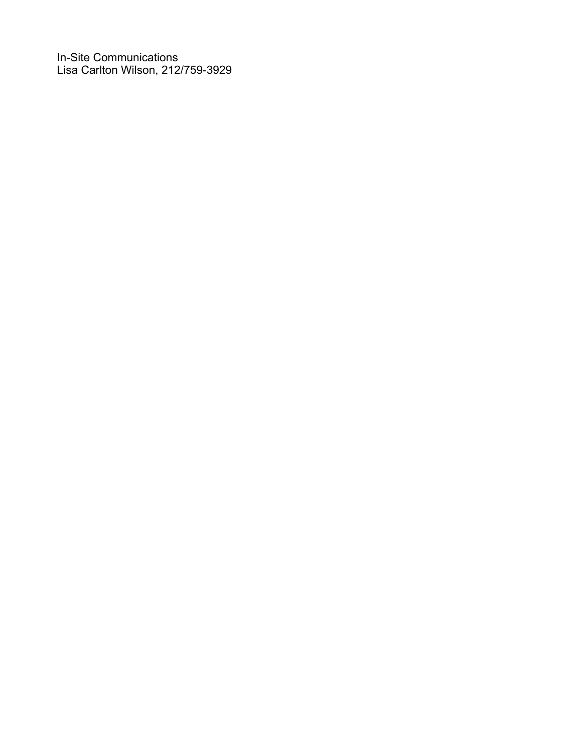In-Site Communications
Lisa Carlton Wilson, 212/759-3929